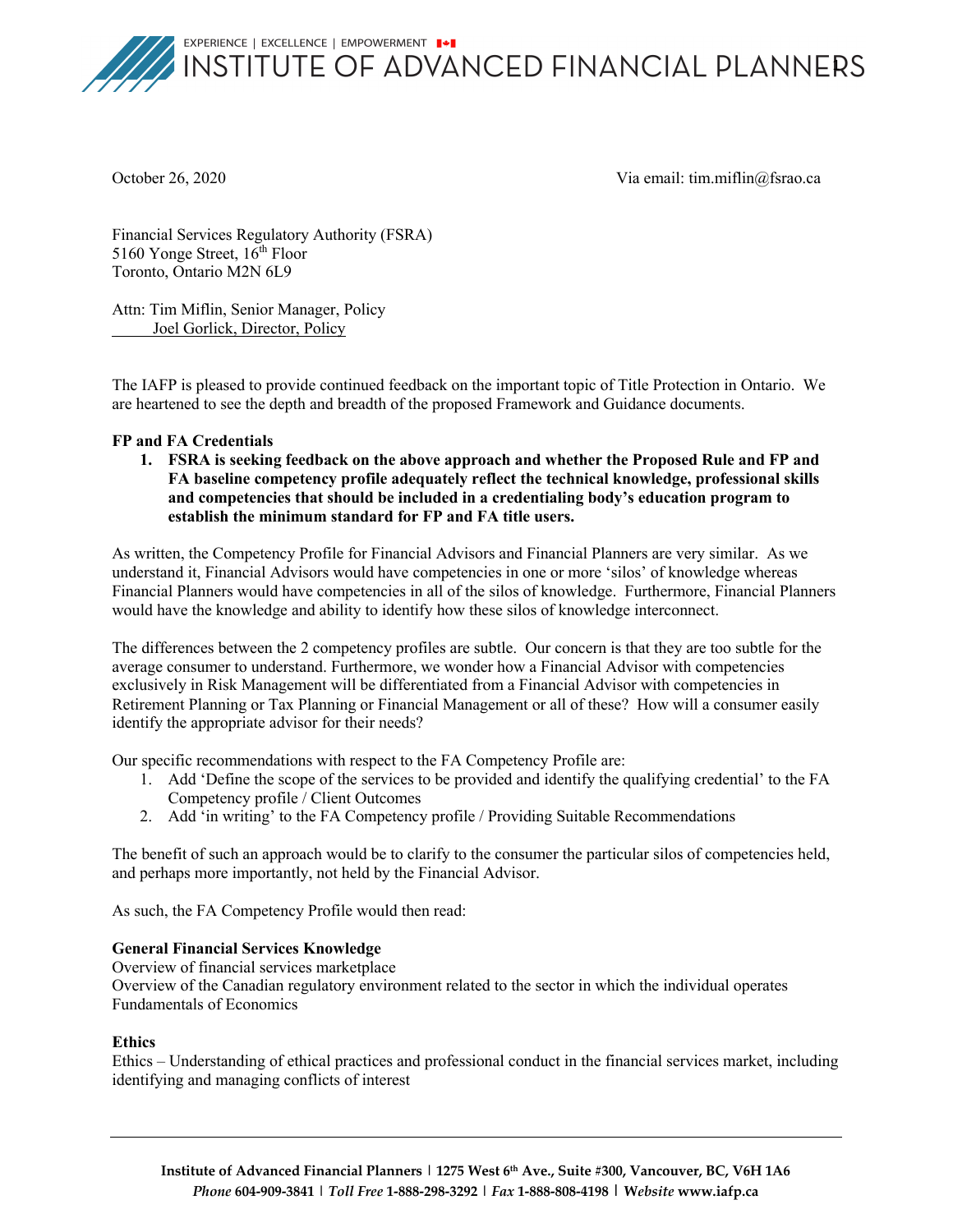EXPERIENCE | EXCELLENCE | EMPOWERMENT

# INSTITUTE OF ADVANCED FINANCIAL PLANNERS

October 26, 2020 Via email: tim.miflin@fsrao.ca

Financial Services Regulatory Authority (FSRA)
5160 Yonge Street, 16th Floor
Toronto, Ontario M2N 6L9

Attn: Tim Miflin, Senior Manager, Policy
Joel Gorlick, Director, Policy

The IAFP is pleased to provide continued feedback on the important topic of Title Protection in Ontario. We are heartened to see the depth and breadth of the proposed Framework and Guidance documents.

**FP and FA Credentials**

1. **FSRA is seeking feedback on the above approach and whether the Proposed Rule and FP and FA baseline competency profile adequately reflect the technical knowledge, professional skills and competencies that should be included in a credentialing body's education program to establish the minimum standard for FP and FA title users.**

As written, the Competency Profile for Financial Advisors and Financial Planners are very similar. As we understand it, Financial Advisors would have competencies in one or more 'silos' of knowledge whereas Financial Planners would have competencies in all of the silos of knowledge. Furthermore, Financial Planners would have the knowledge and ability to identify how these silos of knowledge interconnect.

The differences between the 2 competency profiles are subtle. Our concern is that they are too subtle for the average consumer to understand. Furthermore, we wonder how a Financial Advisor with competencies exclusively in Risk Management will be differentiated from a Financial Advisor with competencies in Retirement Planning or Tax Planning or Financial Management or all of these? How will a consumer easily identify the appropriate advisor for their needs?

Our specific recommendations with respect to the FA Competency Profile are:

1. Add 'Define the scope of the services to be provided and identify the qualifying credential' to the FA Competency profile / Client Outcomes
2. Add 'in writing' to the FA Competency profile / Providing Suitable Recommendations

The benefit of such an approach would be to clarify to the consumer the particular silos of competencies held, and perhaps more importantly, not held by the Financial Advisor.

As such, the FA Competency Profile would then read:

**General Financial Services Knowledge**
Overview of financial services marketplace
Overview of the Canadian regulatory environment related to the sector in which the individual operates
Fundamentals of Economics

**Ethics**
Ethics – Understanding of ethical practices and professional conduct in the financial services market, including identifying and managing conflicts of interest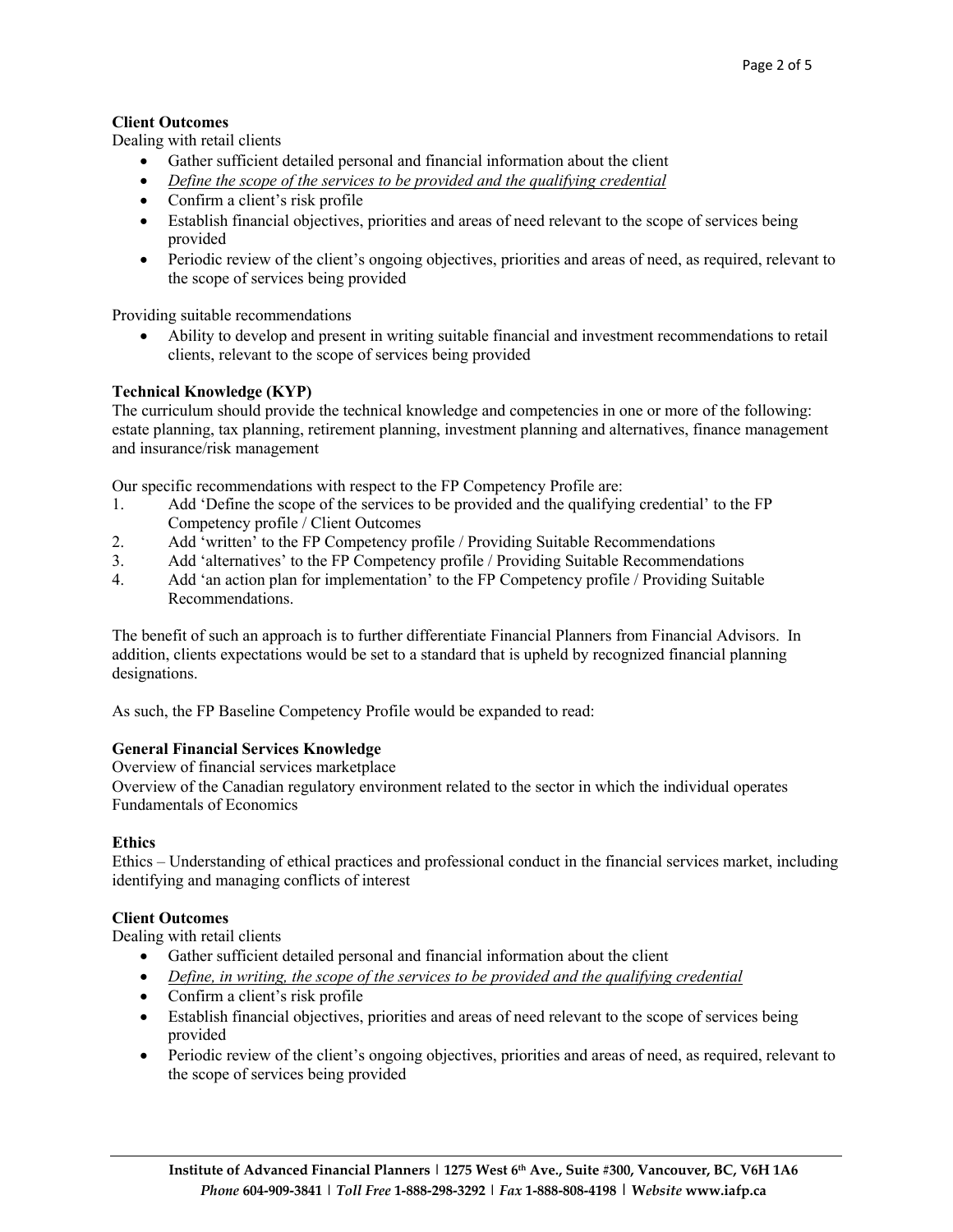**Client Outcomes**

Dealing with retail clients

- Gather sufficient detailed personal and financial information about the client
- <u>*Define the scope of the services to be provided and the qualifying credential*</u>
- Confirm a client's risk profile
- Establish financial objectives, priorities and areas of need relevant to the scope of services being provided
- Periodic review of the client's ongoing objectives, priorities and areas of need, as required, relevant to the scope of services being provided

Providing suitable recommendations

- Ability to develop and present in writing suitable financial and investment recommendations to retail clients, relevant to the scope of services being provided

**Technical Knowledge (KYP)**

The curriculum should provide the technical knowledge and competencies in one or more of the following: estate planning, tax planning, retirement planning, investment planning and alternatives, finance management and insurance/risk management

Our specific recommendations with respect to the FP Competency Profile are:

1. Add 'Define the scope of the services to be provided and the qualifying credential' to the FP Competency profile / Client Outcomes
2. Add 'written' to the FP Competency profile / Providing Suitable Recommendations
3. Add 'alternatives' to the FP Competency profile / Providing Suitable Recommendations
4. Add 'an action plan for implementation' to the FP Competency profile / Providing Suitable Recommendations.

The benefit of such an approach is to further differentiate Financial Planners from Financial Advisors. In addition, clients expectations would be set to a standard that is upheld by recognized financial planning designations.

As such, the FP Baseline Competency Profile would be expanded to read:

**General Financial Services Knowledge**

Overview of financial services marketplace

Overview of the Canadian regulatory environment related to the sector in which the individual operates

Fundamentals of Economics

**Ethics**

Ethics – Understanding of ethical practices and professional conduct in the financial services market, including identifying and managing conflicts of interest

**Client Outcomes**

Dealing with retail clients

- Gather sufficient detailed personal and financial information about the client
- <u>*Define, in writing, the scope of the services to be provided and the qualifying credential*</u>
- Confirm a client's risk profile
- Establish financial objectives, priorities and areas of need relevant to the scope of services being provided
- Periodic review of the client's ongoing objectives, priorities and areas of need, as required, relevant to the scope of services being provided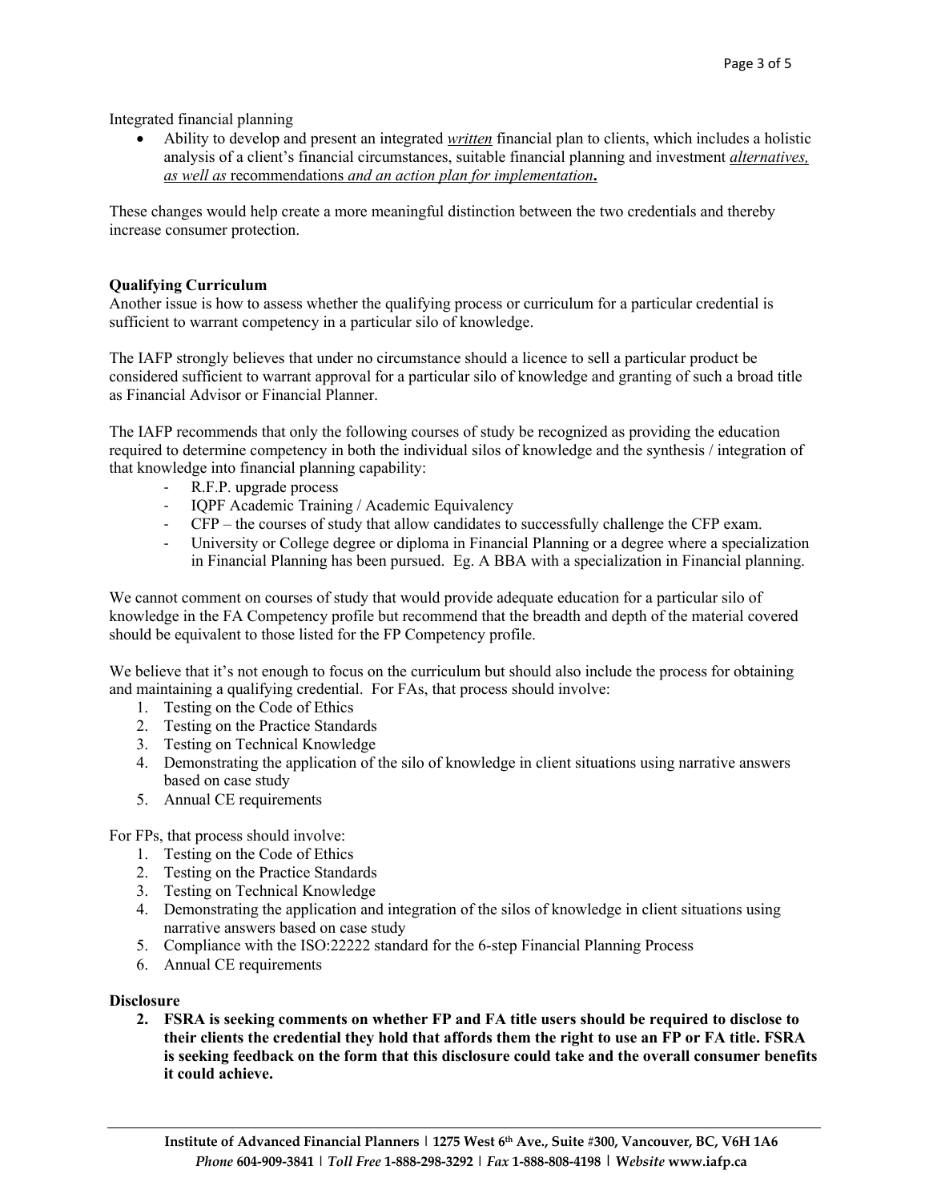Integrated financial planning

- Ability to develop and present an integrated *__written__* financial plan to clients, which includes a holistic analysis of a client's financial circumstances, suitable financial planning and investment *__alternatives, as well as__* __recommendations__ *__and an action plan for implementation__***.**

These changes would help create a more meaningful distinction between the two credentials and thereby increase consumer protection.

**Qualifying Curriculum**

Another issue is how to assess whether the qualifying process or curriculum for a particular credential is sufficient to warrant competency in a particular silo of knowledge.

The IAFP strongly believes that under no circumstance should a licence to sell a particular product be considered sufficient to warrant approval for a particular silo of knowledge and granting of such a broad title as Financial Advisor or Financial Planner.

The IAFP recommends that only the following courses of study be recognized as providing the education required to determine competency in both the individual silos of knowledge and the synthesis / integration of that knowledge into financial planning capability:

- R.F.P. upgrade process
- IQPF Academic Training / Academic Equivalency
- CFP – the courses of study that allow candidates to successfully challenge the CFP exam.
- University or College degree or diploma in Financial Planning or a degree where a specialization in Financial Planning has been pursued. Eg. A BBA with a specialization in Financial planning.

We cannot comment on courses of study that would provide adequate education for a particular silo of knowledge in the FA Competency profile but recommend that the breadth and depth of the material covered should be equivalent to those listed for the FP Competency profile.

We believe that it's not enough to focus on the curriculum but should also include the process for obtaining and maintaining a qualifying credential. For FAs, that process should involve:

1. Testing on the Code of Ethics
2. Testing on the Practice Standards
3. Testing on Technical Knowledge
4. Demonstrating the application of the silo of knowledge in client situations using narrative answers based on case study
5. Annual CE requirements

For FPs, that process should involve:

1. Testing on the Code of Ethics
2. Testing on the Practice Standards
3. Testing on Technical Knowledge
4. Demonstrating the application and integration of the silos of knowledge in client situations using narrative answers based on case study
5. Compliance with the ISO:22222 standard for the 6-step Financial Planning Process
6. Annual CE requirements

**Disclosure**

2. **FSRA is seeking comments on whether FP and FA title users should be required to disclose to their clients the credential they hold that affords them the right to use an FP or FA title. FSRA is seeking feedback on the form that this disclosure could take and the overall consumer benefits it could achieve.**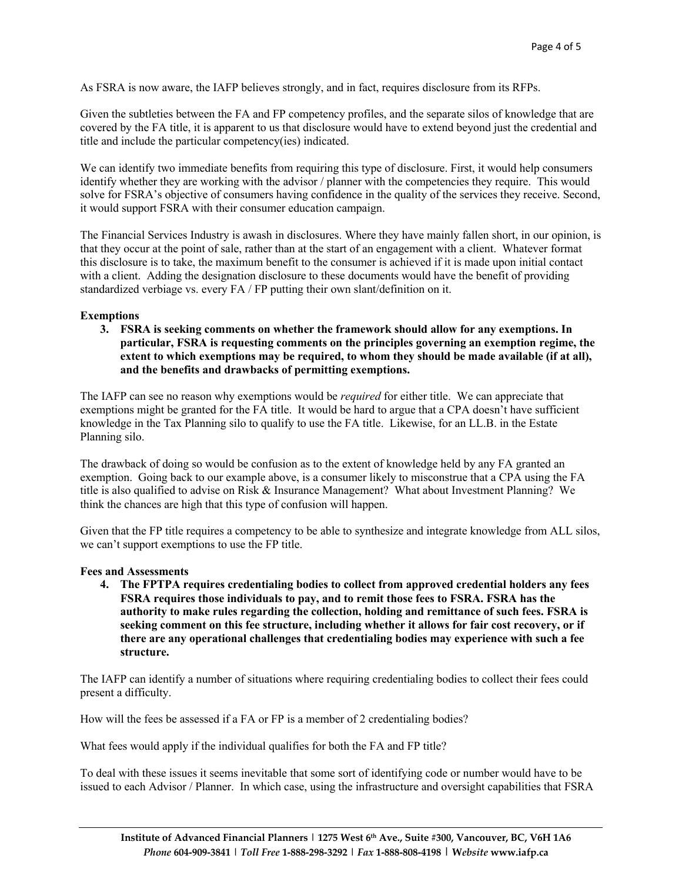As FSRA is now aware, the IAFP believes strongly, and in fact, requires disclosure from its RFPs.

Given the subtleties between the FA and FP competency profiles, and the separate silos of knowledge that are covered by the FA title, it is apparent to us that disclosure would have to extend beyond just the credential and title and include the particular competency(ies) indicated.

We can identify two immediate benefits from requiring this type of disclosure. First, it would help consumers identify whether they are working with the advisor / planner with the competencies they require. This would solve for FSRA's objective of consumers having confidence in the quality of the services they receive. Second, it would support FSRA with their consumer education campaign.

The Financial Services Industry is awash in disclosures. Where they have mainly fallen short, in our opinion, is that they occur at the point of sale, rather than at the start of an engagement with a client. Whatever format this disclosure is to take, the maximum benefit to the consumer is achieved if it is made upon initial contact with a client. Adding the designation disclosure to these documents would have the benefit of providing standardized verbiage vs. every FA / FP putting their own slant/definition on it.

**Exemptions**

3. **FSRA is seeking comments on whether the framework should allow for any exemptions. In particular, FSRA is requesting comments on the principles governing an exemption regime, the extent to which exemptions may be required, to whom they should be made available (if at all), and the benefits and drawbacks of permitting exemptions.**

The IAFP can see no reason why exemptions would be *required* for either title. We can appreciate that exemptions might be granted for the FA title. It would be hard to argue that a CPA doesn't have sufficient knowledge in the Tax Planning silo to qualify to use the FA title. Likewise, for an LL.B. in the Estate Planning silo.

The drawback of doing so would be confusion as to the extent of knowledge held by any FA granted an exemption. Going back to our example above, is a consumer likely to misconstrue that a CPA using the FA title is also qualified to advise on Risk & Insurance Management? What about Investment Planning? We think the chances are high that this type of confusion will happen.

Given that the FP title requires a competency to be able to synthesize and integrate knowledge from ALL silos, we can't support exemptions to use the FP title.

**Fees and Assessments**

4. **The FPTPA requires credentialing bodies to collect from approved credential holders any fees FSRA requires those individuals to pay, and to remit those fees to FSRA. FSRA has the authority to make rules regarding the collection, holding and remittance of such fees. FSRA is seeking comment on this fee structure, including whether it allows for fair cost recovery, or if there are any operational challenges that credentialing bodies may experience with such a fee structure.**

The IAFP can identify a number of situations where requiring credentialing bodies to collect their fees could present a difficulty.

How will the fees be assessed if a FA or FP is a member of 2 credentialing bodies?

What fees would apply if the individual qualifies for both the FA and FP title?

To deal with these issues it seems inevitable that some sort of identifying code or number would have to be issued to each Advisor / Planner. In which case, using the infrastructure and oversight capabilities that FSRA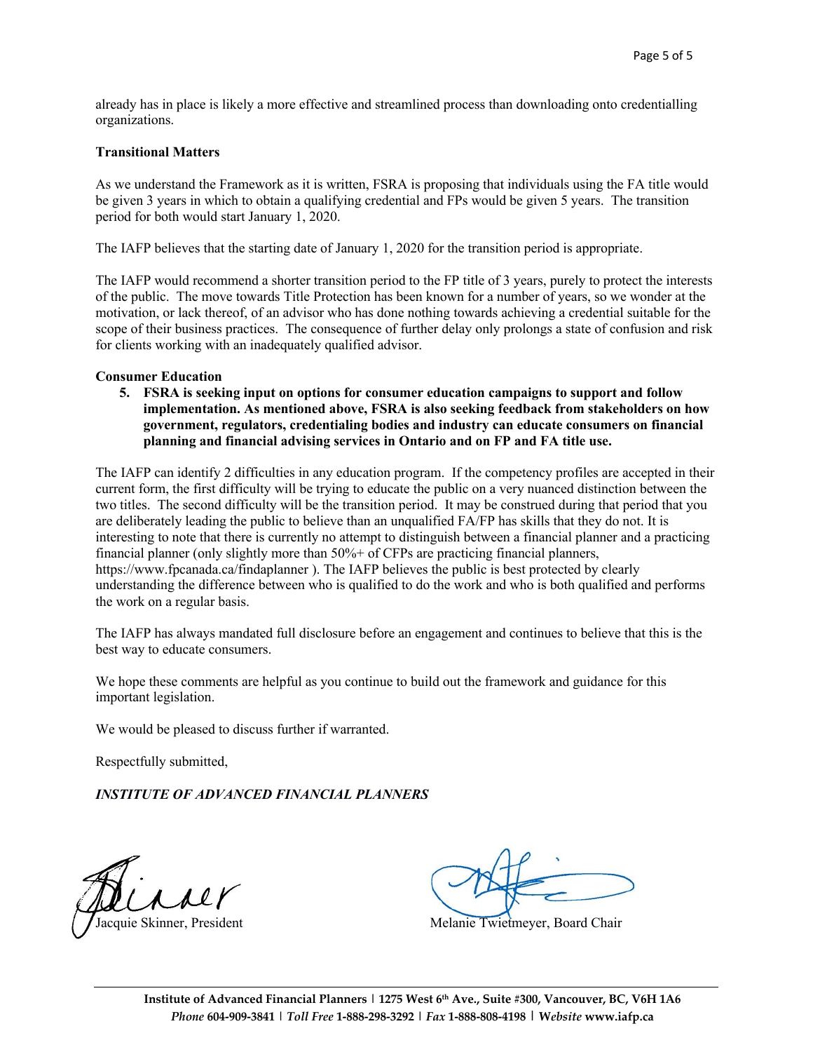already has in place is likely a more effective and streamlined process than downloading onto credentialling organizations.

**Transitional Matters**

As we understand the Framework as it is written, FSRA is proposing that individuals using the FA title would be given 3 years in which to obtain a qualifying credential and FPs would be given 5 years. The transition period for both would start January 1, 2020.

The IAFP believes that the starting date of January 1, 2020 for the transition period is appropriate.

The IAFP would recommend a shorter transition period to the FP title of 3 years, purely to protect the interests of the public. The move towards Title Protection has been known for a number of years, so we wonder at the motivation, or lack thereof, of an advisor who has done nothing towards achieving a credential suitable for the scope of their business practices. The consequence of further delay only prolongs a state of confusion and risk for clients working with an inadequately qualified advisor.

**Consumer Education**

5. **FSRA is seeking input on options for consumer education campaigns to support and follow implementation. As mentioned above, FSRA is also seeking feedback from stakeholders on how government, regulators, credentialing bodies and industry can educate consumers on financial planning and financial advising services in Ontario and on FP and FA title use.**

The IAFP can identify 2 difficulties in any education program. If the competency profiles are accepted in their current form, the first difficulty will be trying to educate the public on a very nuanced distinction between the two titles. The second difficulty will be the transition period. It may be construed during that period that you are deliberately leading the public to believe than an unqualified FA/FP has skills that they do not. It is interesting to note that there is currently no attempt to distinguish between a financial planner and a practicing financial planner (only slightly more than 50%+ of CFPs are practicing financial planners, https://www.fpcanada.ca/findaplanner ). The IAFP believes the public is best protected by clearly understanding the difference between who is qualified to do the work and who is both qualified and performs the work on a regular basis.

The IAFP has always mandated full disclosure before an engagement and continues to believe that this is the best way to educate consumers.

We hope these comments are helpful as you continue to build out the framework and guidance for this important legislation.

We would be pleased to discuss further if warranted.

Respectfully submitted,

***INSTITUTE OF ADVANCED FINANCIAL PLANNERS***

Jacquie Skinner, President

Melanie Twietmeyer, Board Chair

**Institute of Advanced Financial Planners** | **1275 West 6th Ave., Suite #300, Vancouver, BC, V6H 1A6**
*Phone* **604-909-3841** | *Toll Free* **1-888-298-3292** | *Fax* **1-888-808-4198** | *Website* **www.iafp.ca**